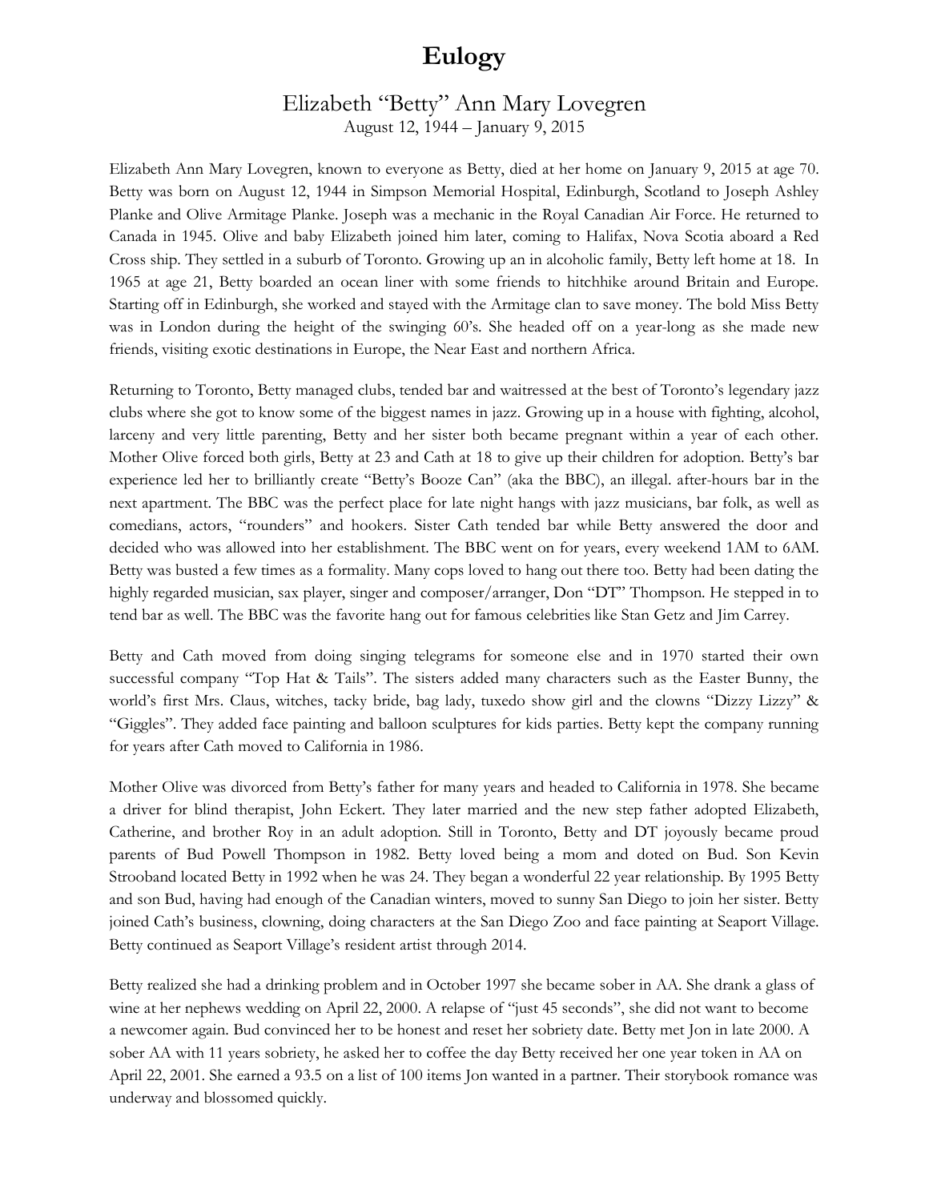# Eulogy

## Elizabeth "Betty" Ann Mary Lovegren

August 12, 1944 – January 9, 2015

Elizabeth Ann Mary Lovegren, known to everyone as Betty, died at her home on January 9, 2015 at age 70. Betty was born on August 12, 1944 in Simpson Memorial Hospital, Edinburgh, Scotland to Joseph Ashley Planke and Olive Armitage Planke. Joseph was a mechanic in the Royal Canadian Air Force. He returned to Canada in 1945. Olive and baby Elizabeth joined him later, coming to Halifax, Nova Scotia aboard a Red Cross ship. They settled in a suburb of Toronto. Growing up an in alcoholic family, Betty left home at 18. In 1965 at age 21, Betty boarded an ocean liner with some friends to hitchhike around Britain and Europe. Starting off in Edinburgh, she worked and stayed with the Armitage clan to save money. The bold Miss Betty was in London during the height of the swinging 60's. She headed off on a year-long as she made new friends, visiting exotic destinations in Europe, the Near East and northern Africa.

Returning to Toronto, Betty managed clubs, tended bar and waitressed at the best of Toronto's legendary jazz clubs where she got to know some of the biggest names in jazz. Growing up in a house with fighting, alcohol, larceny and very little parenting, Betty and her sister both became pregnant within a year of each other. Mother Olive forced both girls, Betty at 23 and Cath at 18 to give up their children for adoption. Betty's bar experience led her to brilliantly create "Betty's Booze Can" (aka the BBC), an illegal. after-hours bar in the next apartment. The BBC was the perfect place for late night hangs with jazz musicians, bar folk, as well as comedians, actors, "rounders" and hookers. Sister Cath tended bar while Betty answered the door and decided who was allowed into her establishment. The BBC went on for years, every weekend 1AM to 6AM. Betty was busted a few times as a formality. Many cops loved to hang out there too. Betty had been dating the highly regarded musician, sax player, singer and composer/arranger, Don "DT" Thompson. He stepped in to tend bar as well. The BBC was the favorite hang out for famous celebrities like Stan Getz and Jim Carrey.

Betty and Cath moved from doing singing telegrams for someone else and in 1970 started their own successful company "Top Hat & Tails". The sisters added many characters such as the Easter Bunny, the world's first Mrs. Claus, witches, tacky bride, bag lady, tuxedo show girl and the clowns "Dizzy Lizzy" & "Giggles". They added face painting and balloon sculptures for kids parties. Betty kept the company running for years after Cath moved to California in 1986.

Mother Olive was divorced from Betty's father for many years and headed to California in 1978. She became a driver for blind therapist, John Eckert. They later married and the new step father adopted Elizabeth, Catherine, and brother Roy in an adult adoption. Still in Toronto, Betty and DT joyously became proud parents of Bud Powell Thompson in 1982. Betty loved being a mom and doted on Bud. Son Kevin Strooband located Betty in 1992 when he was 24. They began a wonderful 22 year relationship. By 1995 Betty and son Bud, having had enough of the Canadian winters, moved to sunny San Diego to join her sister. Betty joined Cath's business, clowning, doing characters at the San Diego Zoo and face painting at Seaport Village. Betty continued as Seaport Village's resident artist through 2014.

Betty realized she had a drinking problem and in October 1997 she became sober in AA. She drank a glass of wine at her nephews wedding on April 22, 2000. A relapse of "just 45 seconds", she did not want to become a newcomer again. Bud convinced her to be honest and reset her sobriety date. Betty met Jon in late 2000. A sober AA with 11 years sobriety, he asked her to coffee the day Betty received her one year token in AA on April 22, 2001. She earned a 93.5 on a list of 100 items Jon wanted in a partner. Their storybook romance was underway and blossomed quickly.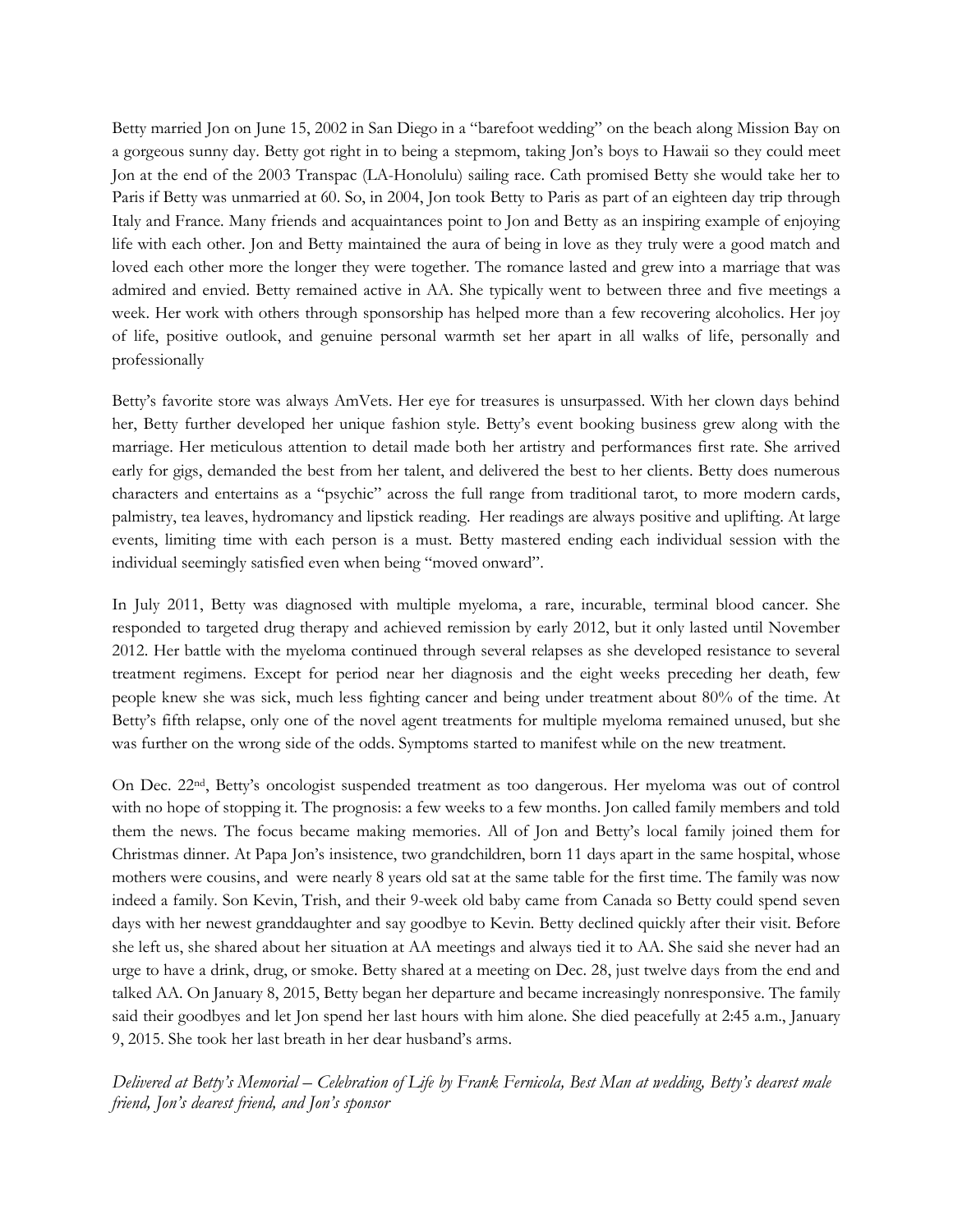Betty married Jon on June 15, 2002 in San Diego in a "barefoot wedding" on the beach along Mission Bay on a gorgeous sunny day. Betty got right in to being a stepmom, taking Jon's boys to Hawaii so they could meet Jon at the end of the 2003 Transpac (LA-Honolulu) sailing race. Cath promised Betty she would take her to Paris if Betty was unmarried at 60. So, in 2004, Jon took Betty to Paris as part of an eighteen day trip through Italy and France. Many friends and acquaintances point to Jon and Betty as an inspiring example of enjoying life with each other. Jon and Betty maintained the aura of being in love as they truly were a good match and loved each other more the longer they were together. The romance lasted and grew into a marriage that was admired and envied. Betty remained active in AA. She typically went to between three and five meetings a week. Her work with others through sponsorship has helped more than a few recovering alcoholics. Her joy of life, positive outlook, and genuine personal warmth set her apart in all walks of life, personally and professionally

Betty's favorite store was always AmVets. Her eye for treasures is unsurpassed. With her clown days behind her, Betty further developed her unique fashion style. Betty's event booking business grew along with the marriage. Her meticulous attention to detail made both her artistry and performances first rate. She arrived early for gigs, demanded the best from her talent, and delivered the best to her clients. Betty does numerous characters and entertains as a "psychic" across the full range from traditional tarot, to more modern cards, palmistry, tea leaves, hydromancy and lipstick reading. Her readings are always positive and uplifting. At large events, limiting time with each person is a must. Betty mastered ending each individual session with the individual seemingly satisfied even when being "moved onward".

In July 2011, Betty was diagnosed with multiple myeloma, a rare, incurable, terminal blood cancer. She responded to targeted drug therapy and achieved remission by early 2012, but it only lasted until November 2012. Her battle with the myeloma continued through several relapses as she developed resistance to several treatment regimens. Except for period near her diagnosis and the eight weeks preceding her death, few people knew she was sick, much less fighting cancer and being under treatment about 80% of the time. At Betty's fifth relapse, only one of the novel agent treatments for multiple myeloma remained unused, but she was further on the wrong side of the odds. Symptoms started to manifest while on the new treatment.

On Dec. 22nd, Betty's oncologist suspended treatment as too dangerous. Her myeloma was out of control with no hope of stopping it. The prognosis: a few weeks to a few months. Jon called family members and told them the news. The focus became making memories. All of Jon and Betty's local family joined them for Christmas dinner. At Papa Jon's insistence, two grandchildren, born 11 days apart in the same hospital, whose mothers were cousins, and were nearly 8 years old sat at the same table for the first time. The family was now indeed a family. Son Kevin, Trish, and their 9-week old baby came from Canada so Betty could spend seven days with her newest granddaughter and say goodbye to Kevin. Betty declined quickly after their visit. Before she left us, she shared about her situation at AA meetings and always tied it to AA. She said she never had an urge to have a drink, drug, or smoke. Betty shared at a meeting on Dec. 28, just twelve days from the end and talked AA. On January 8, 2015, Betty began her departure and became increasingly nonresponsive. The family said their goodbyes and let Jon spend her last hours with him alone. She died peacefully at 2:45 a.m., January 9, 2015. She took her last breath in her dear husband's arms.

*Delivered at Betty's Memorial – Celebration of Life by Frank Fernicola, Best Man at wedding, Betty's dearest male friend, Jon's dearest friend, and Jon's sponsor*